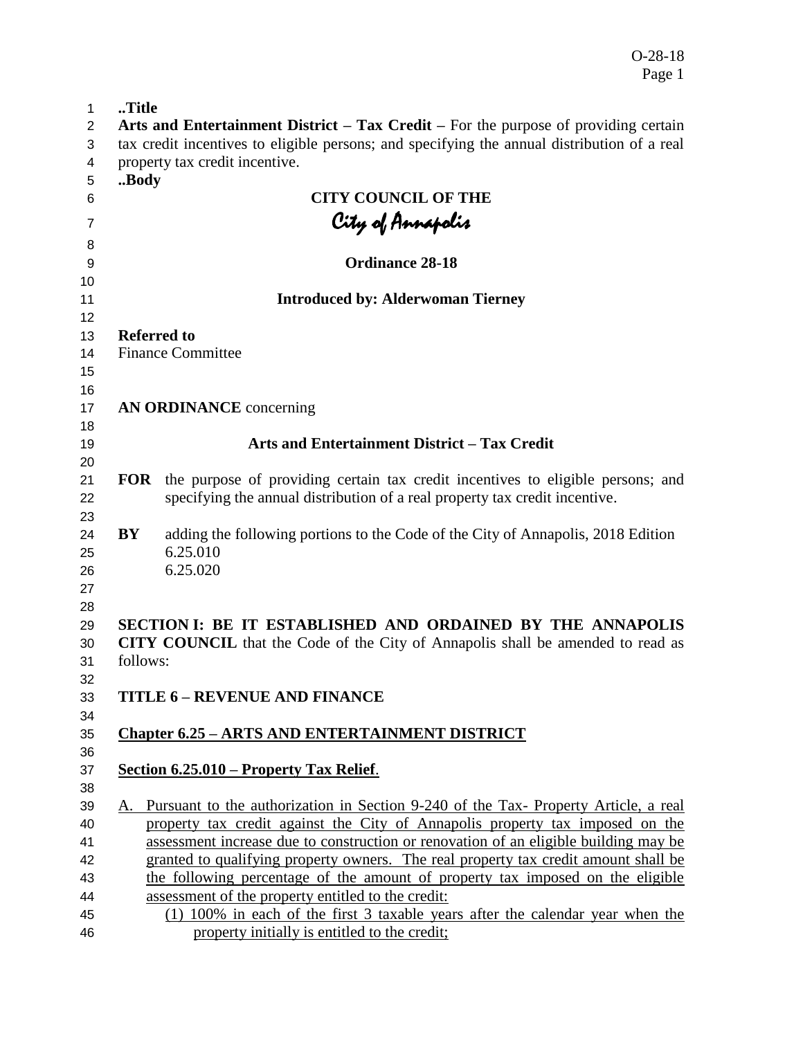..Title

**Arts and Entertainment District – Tax Credit –** For the purpose of providing certain tax credit incentives to eligible persons; and specifying the annual distribution of a real property tax credit incentive.

..Body

**CITY COUNCIL OF THE**

*City of Annapolis*

**Ordinance 28-18**

**Introduced by: Alderwoman Tierney**

**Referred to**

Finance Committee

**AN ORDINANCE** concerning

**Arts and Entertainment District – Tax Credit**

**FOR** the purpose of providing certain tax credit incentives to eligible persons; and specifying the annual distribution of a real property tax credit incentive.

**BY** adding the following portions to the Code of the City of Annapolis, 2018 Edition
6.25.010
6.25.020

**SECTION I: BE IT ESTABLISHED AND ORDAINED BY THE ANNAPOLIS CITY COUNCIL** that the Code of the City of Annapolis shall be amended to read as follows:

**TITLE 6 – REVENUE AND FINANCE**

<u>**Chapter 6.25 – ARTS AND ENTERTAINMENT DISTRICT**</u>

<u>**Section 6.25.010 – Property Tax Relief**.</u>

<u>A. Pursuant to the authorization in Section 9-240 of the Tax- Property Article, a real property tax credit against the City of Annapolis property tax imposed on the assessment increase due to construction or renovation of an eligible building may be granted to qualifying property owners. The real property tax credit amount shall be the following percentage of the amount of property tax imposed on the eligible assessment of the property entitled to the credit:</u>

<u>(1) 100% in each of the first 3 taxable years after the calendar year when the property initially is entitled to the credit;</u>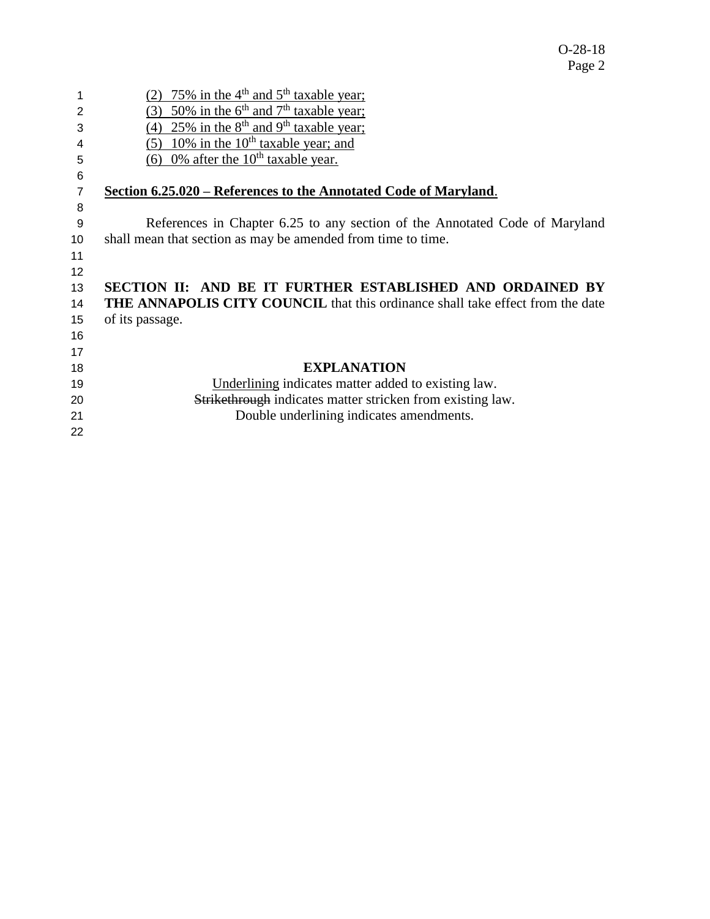(2) 75% in the $4^{th}$ and $5^{th}$ taxable year;
(3) 50% in the $6^{th}$ and $7^{th}$ taxable year;
(4) 25% in the $8^{th}$ and $9^{th}$ taxable year;
(5) 10% in the $10^{th}$ taxable year; and
(6) 0% after the $10^{th}$ taxable year.

**Section 6.25.020 – References to the Annotated Code of Maryland**.

References in Chapter 6.25 to any section of the Annotated Code of Maryland shall mean that section as may be amended from time to time.

**SECTION II: AND BE IT FURTHER ESTABLISHED AND ORDAINED BY THE ANNAPOLIS CITY COUNCIL** that this ordinance shall take effect from the date of its passage.

**EXPLANATION**

Underlining indicates matter added to existing law.
~~Strikethrough~~ indicates matter stricken from existing law.
Double underlining indicates amendments.